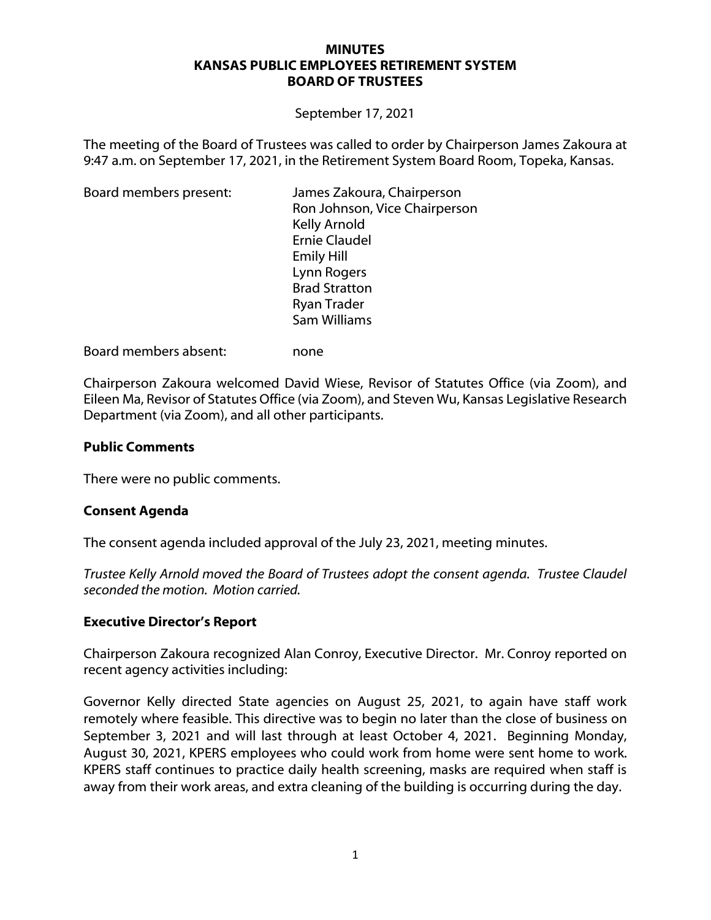# MINUTES
# KANSAS PUBLIC EMPLOYEES RETIREMENT SYSTEM
# BOARD OF TRUSTEES

September 17, 2021

The meeting of the Board of Trustees was called to order by Chairperson James Zakoura at 9:47 a.m. on September 17, 2021, in the Retirement System Board Room, Topeka, Kansas.

| | |
|---|---|
| Board members present: | James Zakoura, Chairperson |
| | Ron Johnson, Vice Chairperson |
| | Kelly Arnold |
| | Ernie Claudel |
| | Emily Hill |
| | Lynn Rogers |
| | Brad Stratton |
| | Ryan Trader |
| | Sam Williams |
| Board members absent: | none |

Chairperson Zakoura welcomed David Wiese, Revisor of Statutes Office (via Zoom), and Eileen Ma, Revisor of Statutes Office (via Zoom), and Steven Wu, Kansas Legislative Research Department (via Zoom), and all other participants.

### Public Comments

There were no public comments.

### Consent Agenda

The consent agenda included approval of the July 23, 2021, meeting minutes.

*Trustee Kelly Arnold moved the Board of Trustees adopt the consent agenda. Trustee Claudel seconded the motion. Motion carried.*

### Executive Director's Report

Chairperson Zakoura recognized Alan Conroy, Executive Director. Mr. Conroy reported on recent agency activities including:

Governor Kelly directed State agencies on August 25, 2021, to again have staff work remotely where feasible. This directive was to begin no later than the close of business on September 3, 2021 and will last through at least October 4, 2021. Beginning Monday, August 30, 2021, KPERS employees who could work from home were sent home to work. KPERS staff continues to practice daily health screening, masks are required when staff is away from their work areas, and extra cleaning of the building is occurring during the day.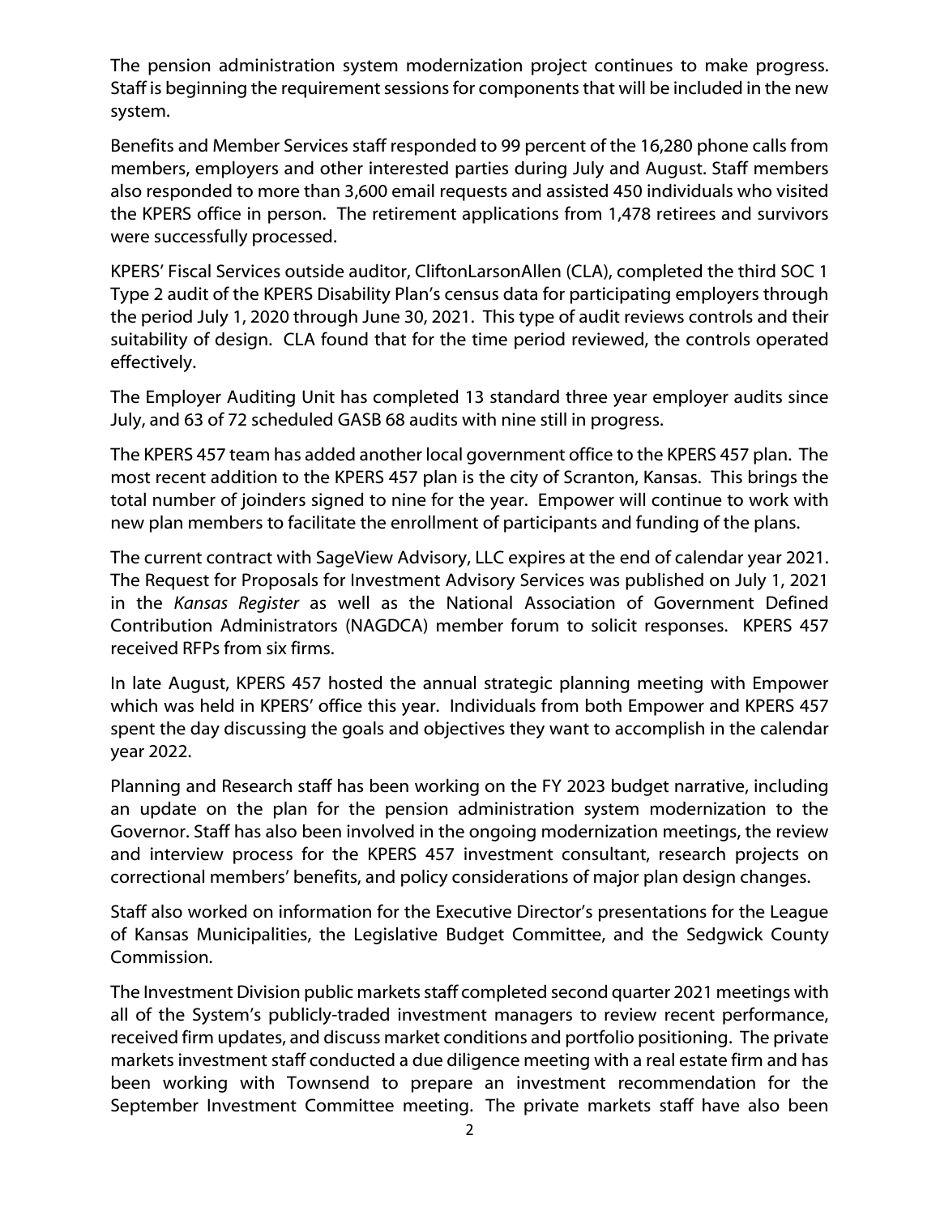The pension administration system modernization project continues to make progress. Staff is beginning the requirement sessions for components that will be included in the new system.

Benefits and Member Services staff responded to 99 percent of the 16,280 phone calls from members, employers and other interested parties during July and August. Staff members also responded to more than 3,600 email requests and assisted 450 individuals who visited the KPERS office in person. The retirement applications from 1,478 retirees and survivors were successfully processed.

KPERS' Fiscal Services outside auditor, CliftonLarsonAllen (CLA), completed the third SOC 1 Type 2 audit of the KPERS Disability Plan's census data for participating employers through the period July 1, 2020 through June 30, 2021. This type of audit reviews controls and their suitability of design. CLA found that for the time period reviewed, the controls operated effectively.

The Employer Auditing Unit has completed 13 standard three year employer audits since July, and 63 of 72 scheduled GASB 68 audits with nine still in progress.

The KPERS 457 team has added another local government office to the KPERS 457 plan. The most recent addition to the KPERS 457 plan is the city of Scranton, Kansas. This brings the total number of joinders signed to nine for the year. Empower will continue to work with new plan members to facilitate the enrollment of participants and funding of the plans.

The current contract with SageView Advisory, LLC expires at the end of calendar year 2021. The Request for Proposals for Investment Advisory Services was published on July 1, 2021 in the *Kansas Register* as well as the National Association of Government Defined Contribution Administrators (NAGDCA) member forum to solicit responses. KPERS 457 received RFPs from six firms.

In late August, KPERS 457 hosted the annual strategic planning meeting with Empower which was held in KPERS' office this year. Individuals from both Empower and KPERS 457 spent the day discussing the goals and objectives they want to accomplish in the calendar year 2022.

Planning and Research staff has been working on the FY 2023 budget narrative, including an update on the plan for the pension administration system modernization to the Governor. Staff has also been involved in the ongoing modernization meetings, the review and interview process for the KPERS 457 investment consultant, research projects on correctional members' benefits, and policy considerations of major plan design changes.

Staff also worked on information for the Executive Director's presentations for the League of Kansas Municipalities, the Legislative Budget Committee, and the Sedgwick County Commission.

The Investment Division public markets staff completed second quarter 2021 meetings with all of the System's publicly-traded investment managers to review recent performance, received firm updates, and discuss market conditions and portfolio positioning. The private markets investment staff conducted a due diligence meeting with a real estate firm and has been working with Townsend to prepare an investment recommendation for the September Investment Committee meeting. The private markets staff have also been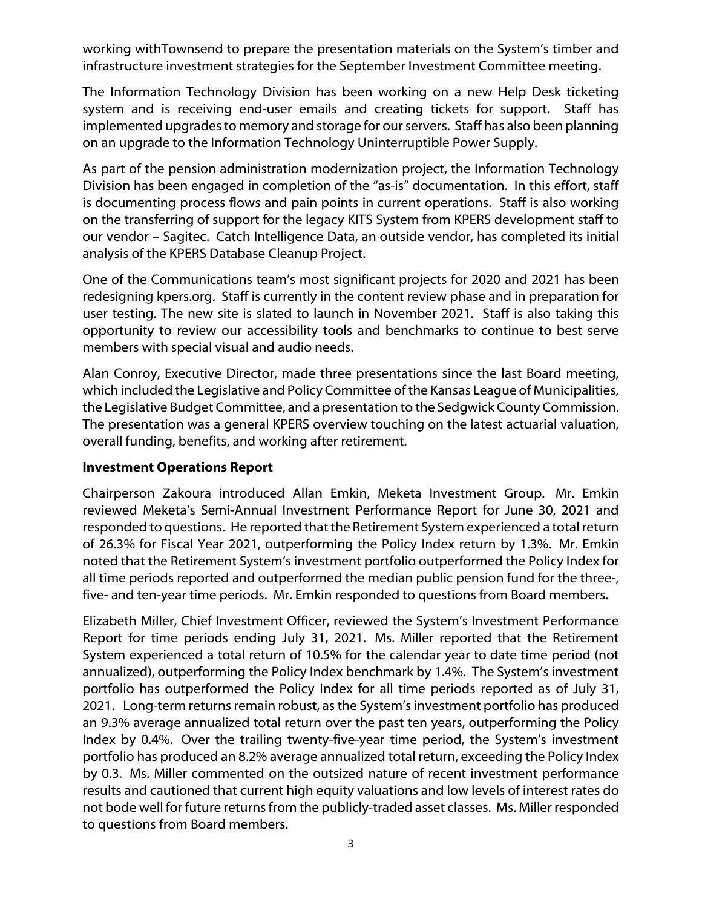working withTownsend to prepare the presentation materials on the System's timber and infrastructure investment strategies for the September Investment Committee meeting.

The Information Technology Division has been working on a new Help Desk ticketing system and is receiving end-user emails and creating tickets for support. Staff has implemented upgrades to memory and storage for our servers. Staff has also been planning on an upgrade to the Information Technology Uninterruptible Power Supply.

As part of the pension administration modernization project, the Information Technology Division has been engaged in completion of the "as-is" documentation. In this effort, staff is documenting process flows and pain points in current operations. Staff is also working on the transferring of support for the legacy KITS System from KPERS development staff to our vendor – Sagitec. Catch Intelligence Data, an outside vendor, has completed its initial analysis of the KPERS Database Cleanup Project.

One of the Communications team's most significant projects for 2020 and 2021 has been redesigning kpers.org. Staff is currently in the content review phase and in preparation for user testing. The new site is slated to launch in November 2021. Staff is also taking this opportunity to review our accessibility tools and benchmarks to continue to best serve members with special visual and audio needs.

Alan Conroy, Executive Director, made three presentations since the last Board meeting, which included the Legislative and Policy Committee of the Kansas League of Municipalities, the Legislative Budget Committee, and a presentation to the Sedgwick County Commission. The presentation was a general KPERS overview touching on the latest actuarial valuation, overall funding, benefits, and working after retirement.

**Investment Operations Report**

Chairperson Zakoura introduced Allan Emkin, Meketa Investment Group. Mr. Emkin reviewed Meketa's Semi-Annual Investment Performance Report for June 30, 2021 and responded to questions. He reported that the Retirement System experienced a total return of 26.3% for Fiscal Year 2021, outperforming the Policy Index return by 1.3%. Mr. Emkin noted that the Retirement System's investment portfolio outperformed the Policy Index for all time periods reported and outperformed the median public pension fund for the three-, five- and ten-year time periods. Mr. Emkin responded to questions from Board members.

Elizabeth Miller, Chief Investment Officer, reviewed the System's Investment Performance Report for time periods ending July 31, 2021. Ms. Miller reported that the Retirement System experienced a total return of 10.5% for the calendar year to date time period (not annualized), outperforming the Policy Index benchmark by 1.4%. The System's investment portfolio has outperformed the Policy Index for all time periods reported as of July 31, 2021. Long-term returns remain robust, as the System's investment portfolio has produced an 9.3% average annualized total return over the past ten years, outperforming the Policy Index by 0.4%. Over the trailing twenty-five-year time period, the System's investment portfolio has produced an 8.2% average annualized total return, exceeding the Policy Index by 0.3. Ms. Miller commented on the outsized nature of recent investment performance results and cautioned that current high equity valuations and low levels of interest rates do not bode well for future returns from the publicly-traded asset classes. Ms. Miller responded to questions from Board members.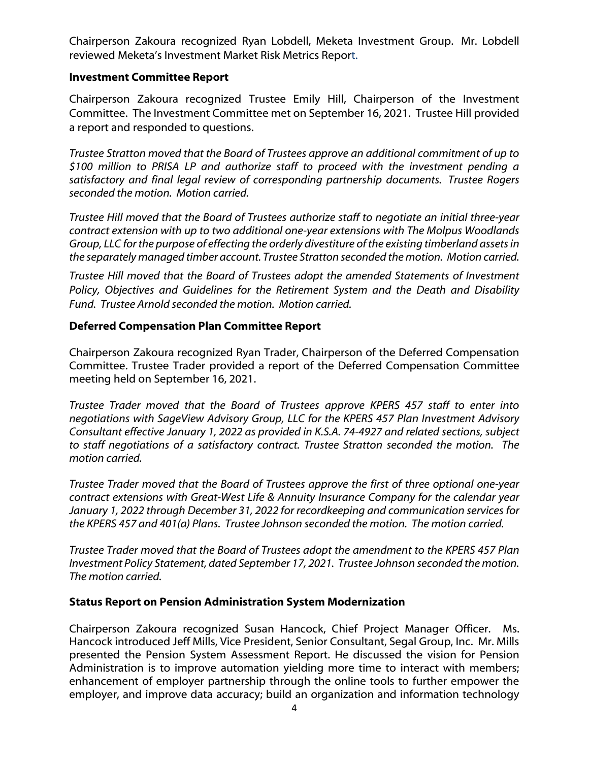Chairperson Zakoura recognized Ryan Lobdell, Meketa Investment Group. Mr. Lobdell reviewed Meketa's Investment Market Risk Metrics Report.

**Investment Committee Report**

Chairperson Zakoura recognized Trustee Emily Hill, Chairperson of the Investment Committee. The Investment Committee met on September 16, 2021. Trustee Hill provided a report and responded to questions.

*Trustee Stratton moved that the Board of Trustees approve an additional commitment of up to $100 million to PRISA LP and authorize staff to proceed with the investment pending a satisfactory and final legal review of corresponding partnership documents. Trustee Rogers seconded the motion. Motion carried.*

*Trustee Hill moved that the Board of Trustees authorize staff to negotiate an initial three-year contract extension with up to two additional one-year extensions with The Molpus Woodlands Group, LLC for the purpose of effecting the orderly divestiture of the existing timberland assets in the separately managed timber account. Trustee Stratton seconded the motion. Motion carried.*

*Trustee Hill moved that the Board of Trustees adopt the amended Statements of Investment Policy, Objectives and Guidelines for the Retirement System and the Death and Disability Fund. Trustee Arnold seconded the motion. Motion carried.*

**Deferred Compensation Plan Committee Report**

Chairperson Zakoura recognized Ryan Trader, Chairperson of the Deferred Compensation Committee. Trustee Trader provided a report of the Deferred Compensation Committee meeting held on September 16, 2021.

*Trustee Trader moved that the Board of Trustees approve KPERS 457 staff to enter into negotiations with SageView Advisory Group, LLC for the KPERS 457 Plan Investment Advisory Consultant effective January 1, 2022 as provided in K.S.A. 74-4927 and related sections, subject to staff negotiations of a satisfactory contract. Trustee Stratton seconded the motion. The motion carried.*

*Trustee Trader moved that the Board of Trustees approve the first of three optional one-year contract extensions with Great-West Life & Annuity Insurance Company for the calendar year January 1, 2022 through December 31, 2022 for recordkeeping and communication services for the KPERS 457 and 401(a) Plans. Trustee Johnson seconded the motion. The motion carried.*

*Trustee Trader moved that the Board of Trustees adopt the amendment to the KPERS 457 Plan Investment Policy Statement, dated September 17, 2021. Trustee Johnson seconded the motion. The motion carried.*

**Status Report on Pension Administration System Modernization**

Chairperson Zakoura recognized Susan Hancock, Chief Project Manager Officer. Ms. Hancock introduced Jeff Mills, Vice President, Senior Consultant, Segal Group, Inc. Mr. Mills presented the Pension System Assessment Report. He discussed the vision for Pension Administration is to improve automation yielding more time to interact with members; enhancement of employer partnership through the online tools to further empower the employer, and improve data accuracy; build an organization and information technology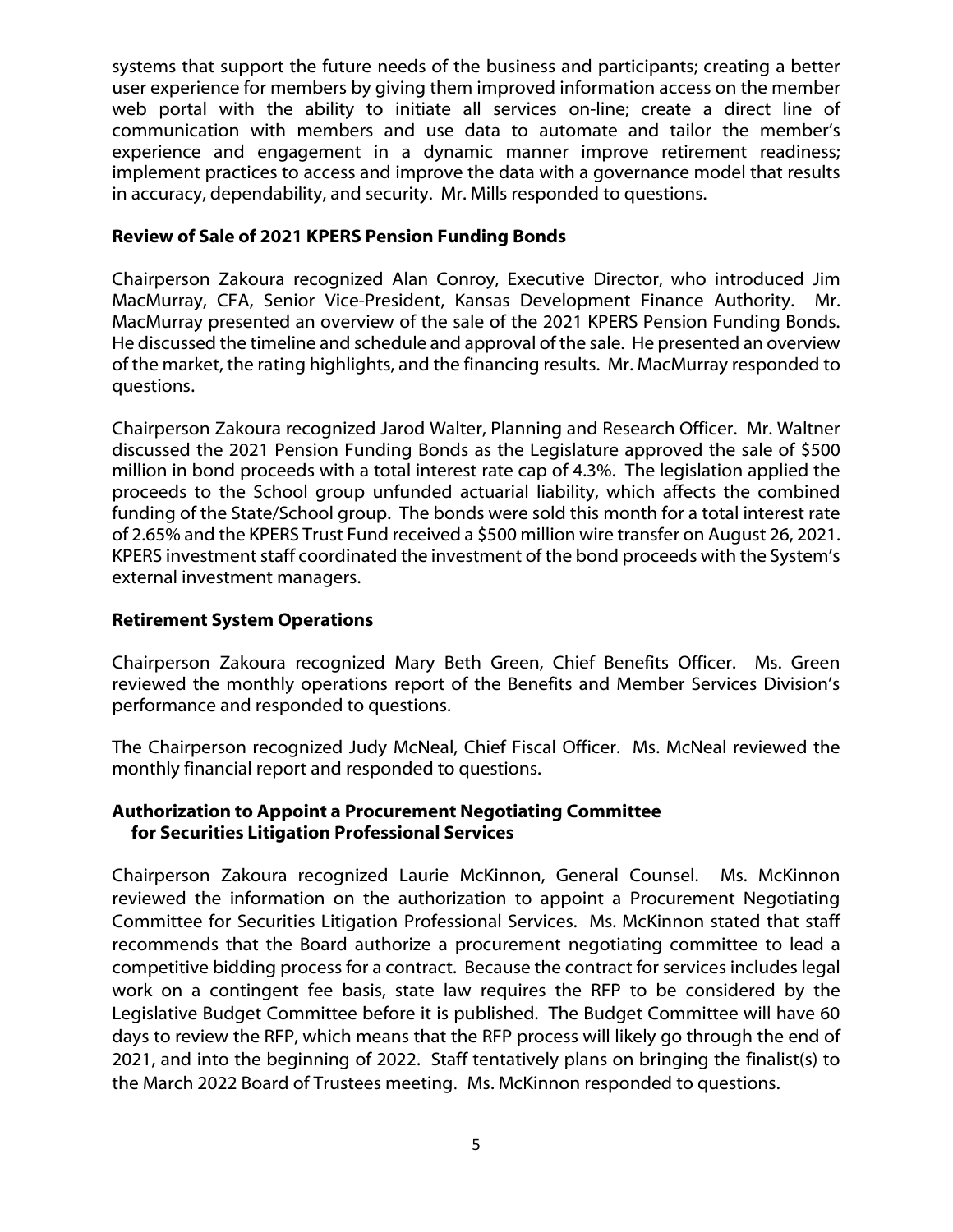systems that support the future needs of the business and participants; creating a better user experience for members by giving them improved information access on the member web portal with the ability to initiate all services on-line; create a direct line of communication with members and use data to automate and tailor the member's experience and engagement in a dynamic manner improve retirement readiness; implement practices to access and improve the data with a governance model that results in accuracy, dependability, and security. Mr. Mills responded to questions.

**Review of Sale of 2021 KPERS Pension Funding Bonds**

Chairperson Zakoura recognized Alan Conroy, Executive Director, who introduced Jim MacMurray, CFA, Senior Vice-President, Kansas Development Finance Authority. Mr. MacMurray presented an overview of the sale of the 2021 KPERS Pension Funding Bonds. He discussed the timeline and schedule and approval of the sale. He presented an overview of the market, the rating highlights, and the financing results. Mr. MacMurray responded to questions.

Chairperson Zakoura recognized Jarod Walter, Planning and Research Officer. Mr. Waltner discussed the 2021 Pension Funding Bonds as the Legislature approved the sale of $500 million in bond proceeds with a total interest rate cap of 4.3%. The legislation applied the proceeds to the School group unfunded actuarial liability, which affects the combined funding of the State/School group. The bonds were sold this month for a total interest rate of 2.65% and the KPERS Trust Fund received a $500 million wire transfer on August 26, 2021. KPERS investment staff coordinated the investment of the bond proceeds with the System's external investment managers.

**Retirement System Operations**

Chairperson Zakoura recognized Mary Beth Green, Chief Benefits Officer. Ms. Green reviewed the monthly operations report of the Benefits and Member Services Division's performance and responded to questions.

The Chairperson recognized Judy McNeal, Chief Fiscal Officer. Ms. McNeal reviewed the monthly financial report and responded to questions.

**Authorization to Appoint a Procurement Negotiating Committee for Securities Litigation Professional Services**

Chairperson Zakoura recognized Laurie McKinnon, General Counsel. Ms. McKinnon reviewed the information on the authorization to appoint a Procurement Negotiating Committee for Securities Litigation Professional Services. Ms. McKinnon stated that staff recommends that the Board authorize a procurement negotiating committee to lead a competitive bidding process for a contract. Because the contract for services includes legal work on a contingent fee basis, state law requires the RFP to be considered by the Legislative Budget Committee before it is published. The Budget Committee will have 60 days to review the RFP, which means that the RFP process will likely go through the end of 2021, and into the beginning of 2022. Staff tentatively plans on bringing the finalist(s) to the March 2022 Board of Trustees meeting. Ms. McKinnon responded to questions.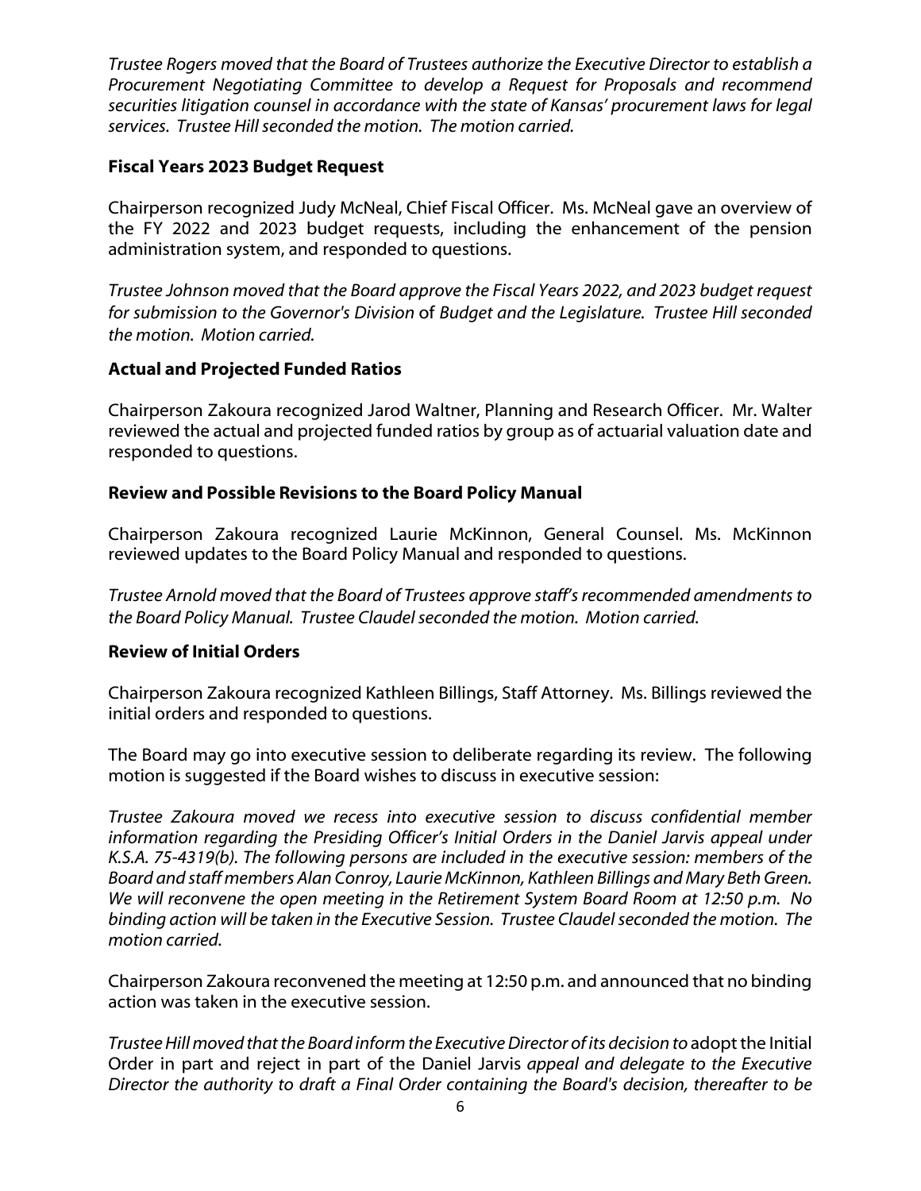*Trustee Rogers moved that the Board of Trustees authorize the Executive Director to establish a Procurement Negotiating Committee to develop a Request for Proposals and recommend securities litigation counsel in accordance with the state of Kansas' procurement laws for legal services. Trustee Hill seconded the motion. The motion carried.*

**Fiscal Years 2023 Budget Request**

Chairperson recognized Judy McNeal, Chief Fiscal Officer. Ms. McNeal gave an overview of the FY 2022 and 2023 budget requests, including the enhancement of the pension administration system, and responded to questions.

*Trustee Johnson moved that the Board approve the Fiscal Years 2022, and 2023 budget request for submission to the Governor's Division* of *Budget and the Legislature. Trustee Hill seconded the motion. Motion carried.*

**Actual and Projected Funded Ratios**

Chairperson Zakoura recognized Jarod Waltner, Planning and Research Officer. Mr. Walter reviewed the actual and projected funded ratios by group as of actuarial valuation date and responded to questions.

**Review and Possible Revisions to the Board Policy Manual**

Chairperson Zakoura recognized Laurie McKinnon, General Counsel. Ms. McKinnon reviewed updates to the Board Policy Manual and responded to questions.

*Trustee Arnold moved that the Board of Trustees approve staff's recommended amendments to the Board Policy Manual. Trustee Claudel seconded the motion. Motion carried.*

**Review of Initial Orders**

Chairperson Zakoura recognized Kathleen Billings, Staff Attorney. Ms. Billings reviewed the initial orders and responded to questions.

The Board may go into executive session to deliberate regarding its review. The following motion is suggested if the Board wishes to discuss in executive session:

*Trustee Zakoura moved we recess into executive session to discuss confidential member information regarding the Presiding Officer's Initial Orders in the Daniel Jarvis appeal under K.S.A. 75-4319(b). The following persons are included in the executive session: members of the Board and staff members Alan Conroy, Laurie McKinnon, Kathleen Billings and Mary Beth Green. We will reconvene the open meeting in the Retirement System Board Room at 12:50 p.m. No binding action will be taken in the Executive Session. Trustee Claudel seconded the motion. The motion carried.*

Chairperson Zakoura reconvened the meeting at 12:50 p.m. and announced that no binding action was taken in the executive session.

*Trustee Hill moved that the Board inform the Executive Director of its decision to* adopt the Initial Order in part and reject in part of the Daniel Jarvis *appeal and delegate to the Executive Director the authority to draft a Final Order containing the Board's decision, thereafter to be*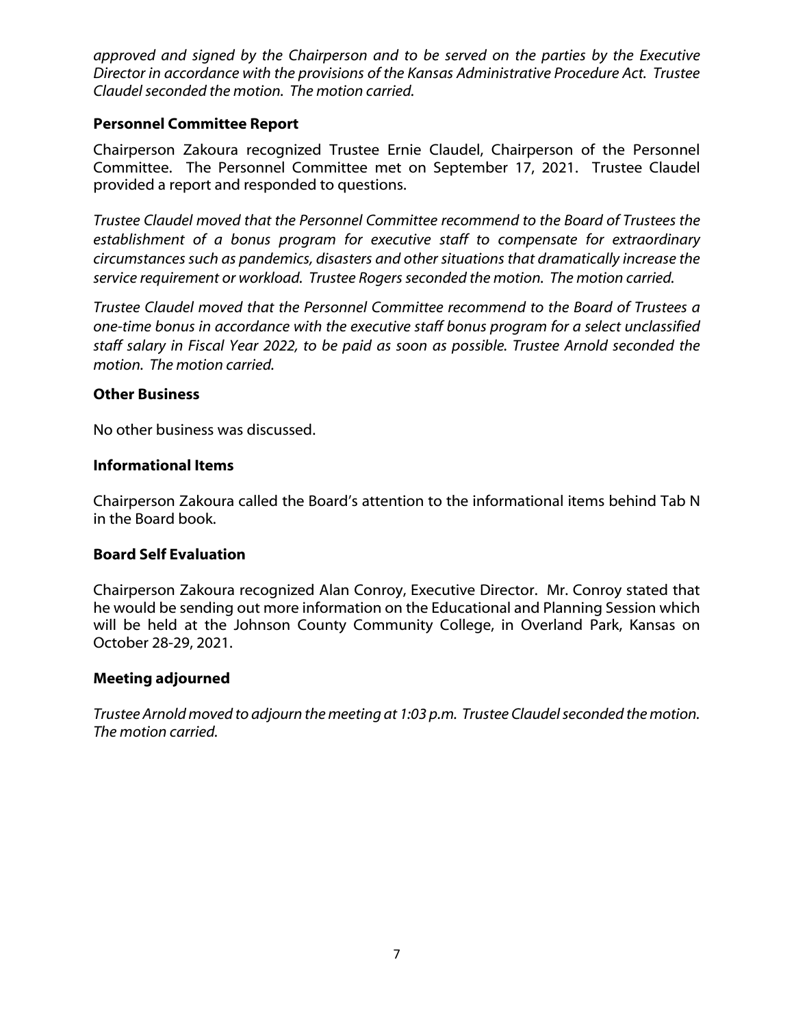*approved and signed by the Chairperson and to be served on the parties by the Executive Director in accordance with the provisions of the Kansas Administrative Procedure Act. Trustee Claudel seconded the motion. The motion carried.*

**Personnel Committee Report**

Chairperson Zakoura recognized Trustee Ernie Claudel, Chairperson of the Personnel Committee. The Personnel Committee met on September 17, 2021. Trustee Claudel provided a report and responded to questions.

*Trustee Claudel moved that the Personnel Committee recommend to the Board of Trustees the establishment of a bonus program for executive staff to compensate for extraordinary circumstances such as pandemics, disasters and other situations that dramatically increase the service requirement or workload. Trustee Rogers seconded the motion. The motion carried.*

*Trustee Claudel moved that the Personnel Committee recommend to the Board of Trustees a one-time bonus in accordance with the executive staff bonus program for a select unclassified staff salary in Fiscal Year 2022, to be paid as soon as possible. Trustee Arnold seconded the motion. The motion carried.*

**Other Business**

No other business was discussed.

**Informational Items**

Chairperson Zakoura called the Board's attention to the informational items behind Tab N in the Board book.

**Board Self Evaluation**

Chairperson Zakoura recognized Alan Conroy, Executive Director. Mr. Conroy stated that he would be sending out more information on the Educational and Planning Session which will be held at the Johnson County Community College, in Overland Park, Kansas on October 28-29, 2021.

**Meeting adjourned**

*Trustee Arnold moved to adjourn the meeting at 1:03 p.m. Trustee Claudel seconded the motion. The motion carried.*